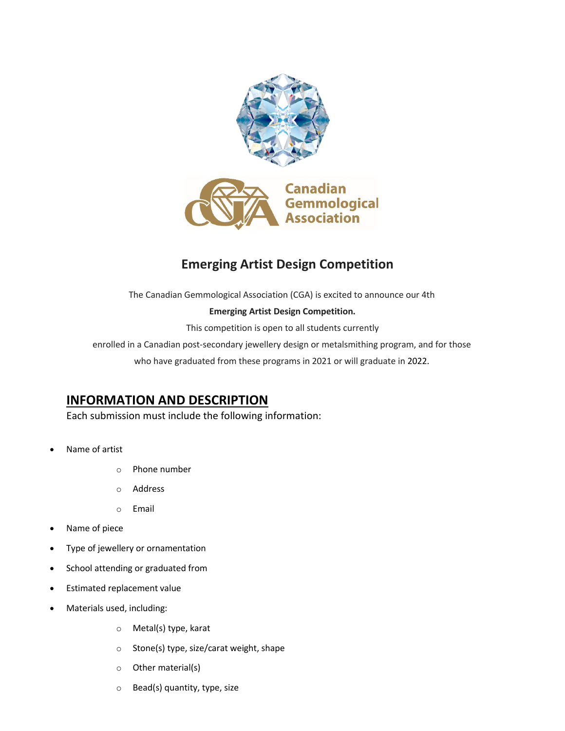# Emerging Artist Design Competition

The Canadian Gemmological Association (CGA) is excited to announce our 4th

**Emerging Artist Design Competition.**

This competition is open to all students currently enrolled in a Canadian post-secondary jewellery design or metalsmithing program, and for those who have graduated from these programs in 2021 or will graduate in 2022.

## INFORMATION AND DESCRIPTION

Each submission must include the following information:

- Name of artist
  - Phone number
  - Address
  - Email
- Name of piece
- Type of jewellery or ornamentation
- School attending or graduated from
- Estimated replacement value
- Materials used, including:
  - Metal(s) type, karat
  - Stone(s) type, size/carat weight, shape
  - Other material(s)
  - Bead(s) quantity, type, size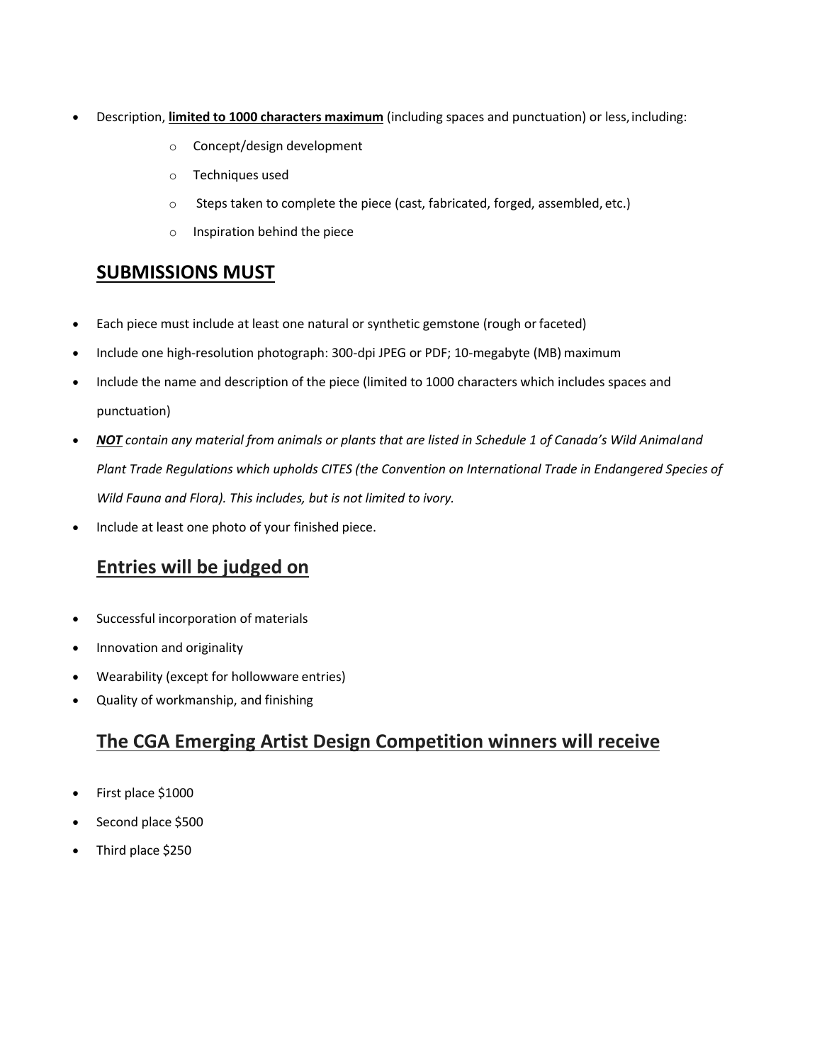- Description, **limited to 1000 characters maximum** (including spaces and punctuation) or less, including:
    - Concept/design development
    - Techniques used
    - Steps taken to complete the piece (cast, fabricated, forged, assembled, etc.)
    - Inspiration behind the piece

## SUBMISSIONS MUST

- Each piece must include at least one natural or synthetic gemstone (rough or faceted)
- Include one high-resolution photograph: 300-dpi JPEG or PDF; 10-megabyte (MB) maximum
- Include the name and description of the piece (limited to 1000 characters which includes spaces and punctuation)
- ***NOT*** *contain any material from animals or plants that are listed in Schedule 1 of Canada's Wild Animal and Plant Trade Regulations which upholds CITES (the Convention on International Trade in Endangered Species of Wild Fauna and Flora). This includes, but is not limited to ivory.*
- Include at least one photo of your finished piece.

## Entries will be judged on

- Successful incorporation of materials
- Innovation and originality
- Wearability (except for hollowware entries)
- Quality of workmanship, and finishing

## The CGA Emerging Artist Design Competition winners will receive

- First place $1000
- Second place $500
- Third place $250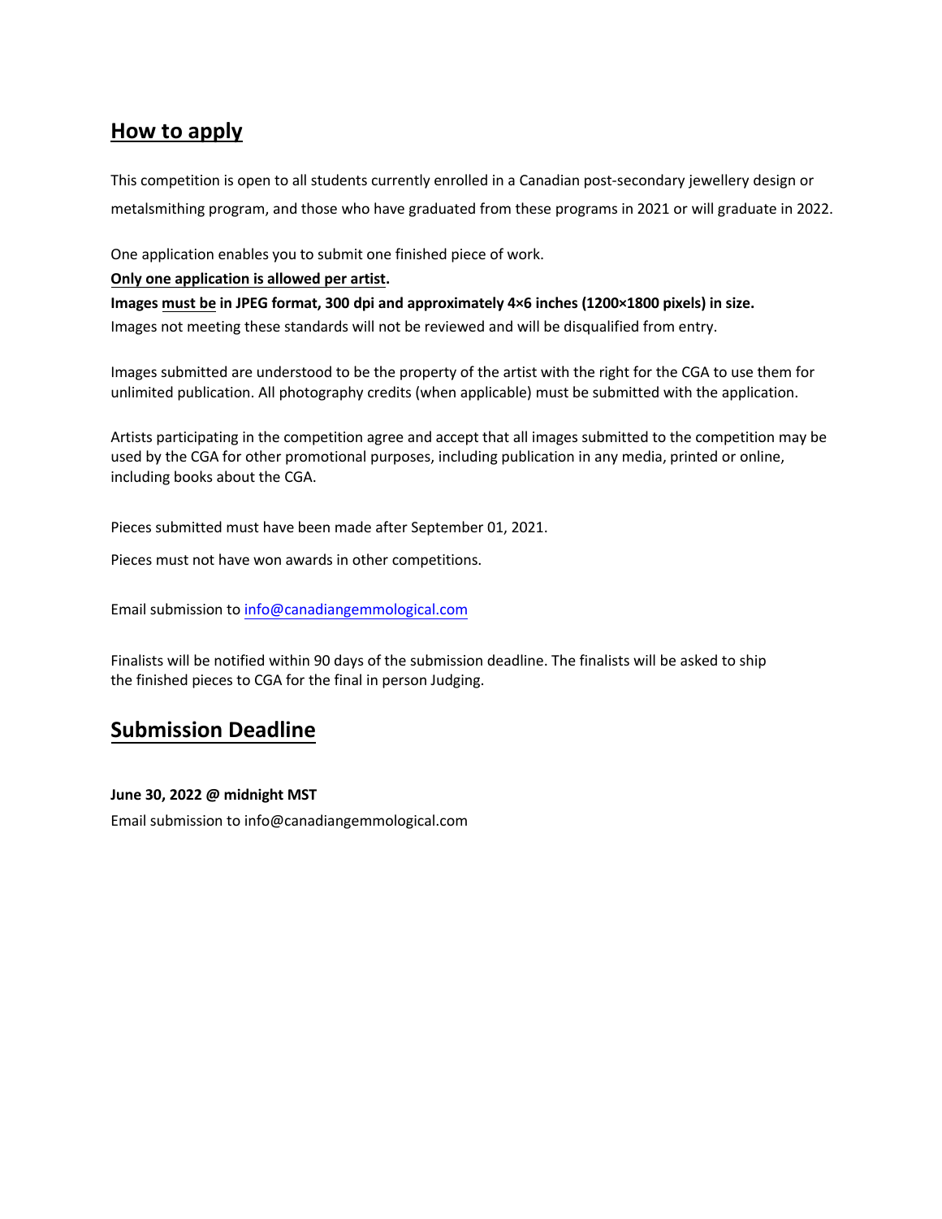## How to apply

This competition is open to all students currently enrolled in a Canadian post-secondary jewellery design or metalsmithing program, and those who have graduated from these programs in 2021 or will graduate in 2022.

One application enables you to submit one finished piece of work.

**Only one application is allowed per artist.**

**Images must be in JPEG format, 300 dpi and approximately 4×6 inches (1200×1800 pixels) in size.**

Images not meeting these standards will not be reviewed and will be disqualified from entry.

Images submitted are understood to be the property of the artist with the right for the CGA to use them for unlimited publication. All photography credits (when applicable) must be submitted with the application.

Artists participating in the competition agree and accept that all images submitted to the competition may be used by the CGA for other promotional purposes, including publication in any media, printed or online, including books about the CGA.

Pieces submitted must have been made after September 01, 2021.

Pieces must not have won awards in other competitions.

Email submission to info@canadiangemmological.com

Finalists will be notified within 90 days of the submission deadline. The finalists will be asked to ship the finished pieces to CGA for the final in person Judging.

## Submission Deadline

**June 30, 2022 @ midnight MST**

Email submission to info@canadiangemmological.com